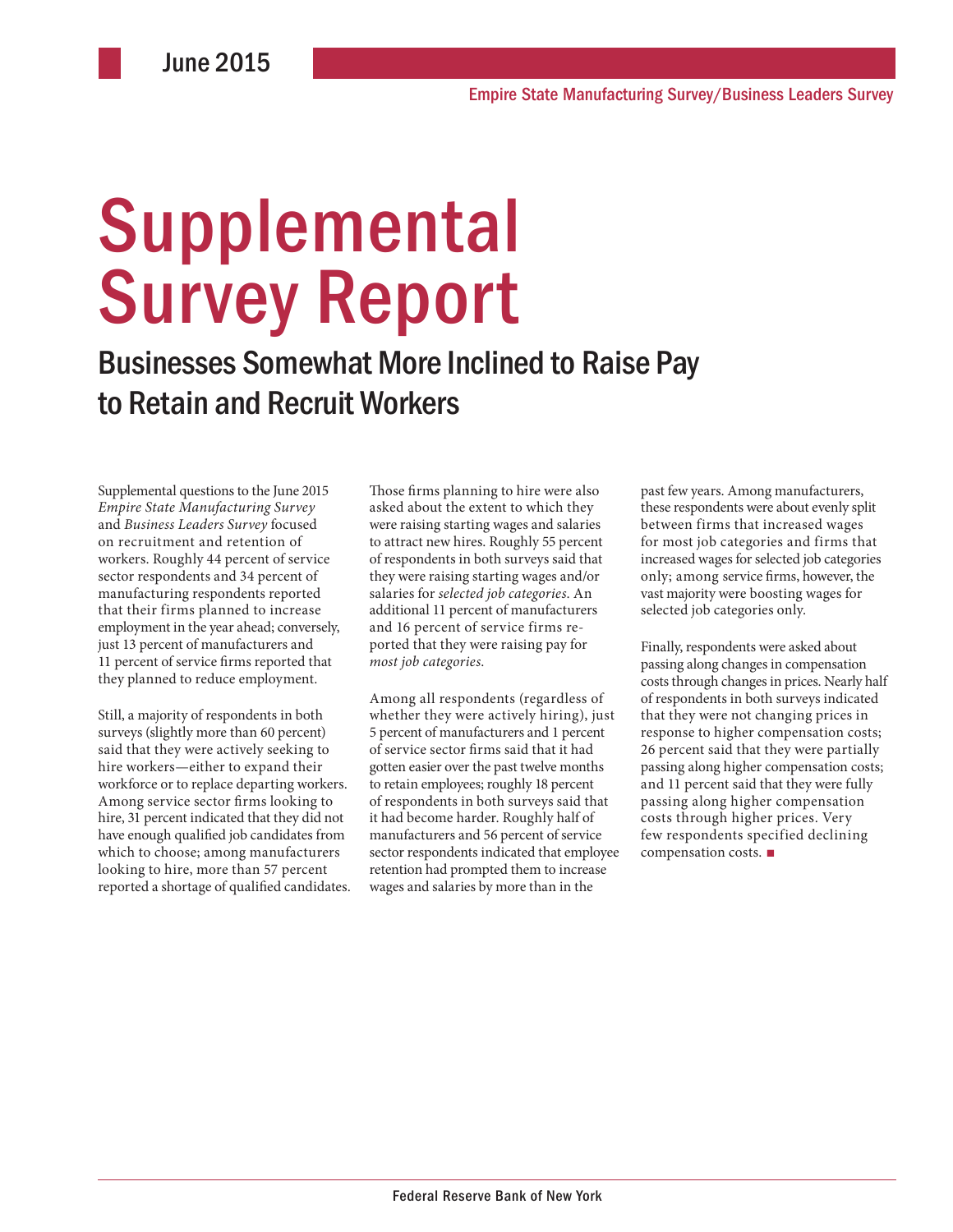June 2015

Empire State Manufacturing Survey/Business Leaders Survey

# Supplemental Survey Report

## Businesses Somewhat More Inclined to Raise Pay to Retain and Recruit Workers

Supplemental questions to the June 2015 *Empire State Manufacturing Survey* and *Business Leaders Survey* focused on recruitment and retention of workers. Roughly 44 percent of service sector respondents and 34 percent of manufacturing respondents reported that their firms planned to increase employment in the year ahead; conversely, just 13 percent of manufacturers and 11 percent of service firms reported that they planned to reduce employment.

Still, a majority of respondents in both surveys (slightly more than 60 percent) said that they were actively seeking to hire workers—either to expand their workforce or to replace departing workers. Among service sector firms looking to hire, 31 percent indicated that they did not have enough qualified job candidates from which to choose; among manufacturers looking to hire, more than 57 percent reported a shortage of qualified candidates.

Those firms planning to hire were also asked about the extent to which they were raising starting wages and salaries to attract new hires. Roughly 55 percent of respondents in both surveys said that they were raising starting wages and/or salaries for *selected job categories*. An additional 11 percent of manufacturers and 16 percent of service firms reported that they were raising pay for *most job categories*.

Among all respondents (regardless of whether they were actively hiring), just 5 percent of manufacturers and 1 percent of service sector firms said that it had gotten easier over the past twelve months to retain employees; roughly 18 percent of respondents in both surveys said that it had become harder. Roughly half of manufacturers and 56 percent of service sector respondents indicated that employee retention had prompted them to increase wages and salaries by more than in the past few years. Among manufacturers, these respondents were about evenly split between firms that increased wages for most job categories and firms that increased wages for selected job categories only; among service firms, however, the vast majority were boosting wages for selected job categories only.

Finally, respondents were asked about passing along changes in compensation costs through changes in prices. Nearly half of respondents in both surveys indicated that they were not changing prices in response to higher compensation costs; 26 percent said that they were partially passing along higher compensation costs; and 11 percent said that they were fully passing along higher compensation costs through higher prices. Very few respondents specified declining compensation costs. ■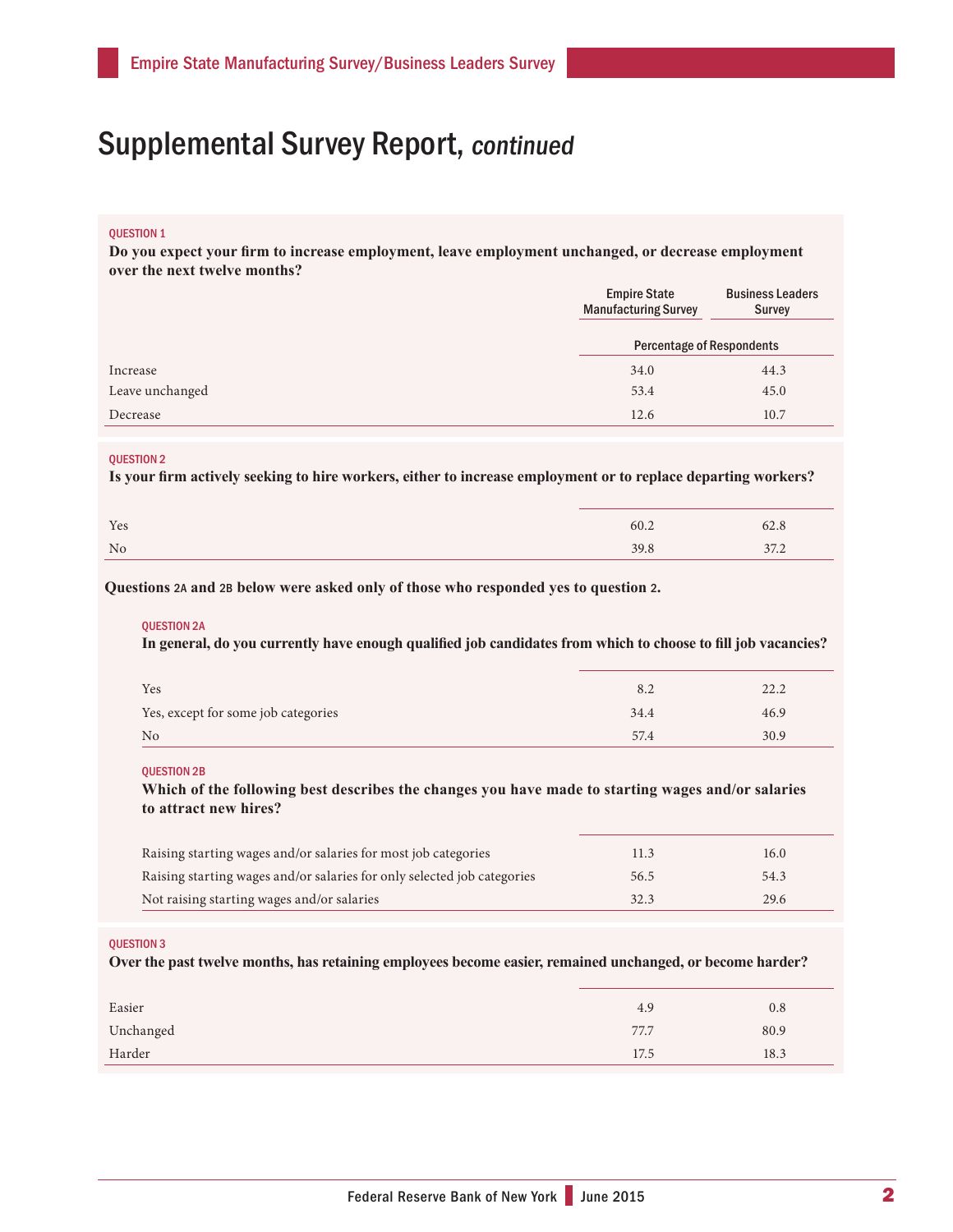# Supplemental Survey Report, *continued*

QUESTION 1

**Do you expect your firm to increase employment, leave employment unchanged, or decrease employment over the next twelve months?**

| | Empire State Manufacturing Survey | Business Leaders Survey |
|---|---|---|
| | Percentage of Respondents | |
| Increase | 34.0 | 44.3 |
| Leave unchanged | 53.4 | 45.0 |
| Decrease | 12.6 | 10.7 |

QUESTION 2

**Is your firm actively seeking to hire workers, either to increase employment or to replace departing workers?**

| | Empire State Manufacturing Survey | Business Leaders Survey |
|---|---|---|
| Yes | 60.2 | 62.8 |
| No | 39.8 | 37.2 |

**Questions 2A and 2B below were asked only of those who responded yes to question 2.**

QUESTION 2A

**In general, do you currently have enough qualified job candidates from which to choose to fill job vacancies?**

| | Empire State Manufacturing Survey | Business Leaders Survey |
|---|---|---|
| Yes | 8.2 | 22.2 |
| Yes, except for some job categories | 34.4 | 46.9 |
| No | 57.4 | 30.9 |

QUESTION 2B

**Which of the following best describes the changes you have made to starting wages and/or salaries to attract new hires?**

| | Empire State Manufacturing Survey | Business Leaders Survey |
|---|---|---|
| Raising starting wages and/or salaries for most job categories | 11.3 | 16.0 |
| Raising starting wages and/or salaries for only selected job categories | 56.5 | 54.3 |
| Not raising starting wages and/or salaries | 32.3 | 29.6 |

QUESTION 3

**Over the past twelve months, has retaining employees become easier, remained unchanged, or become harder?**

| | Empire State Manufacturing Survey | Business Leaders Survey |
|---|---|---|
| Easier | 4.9 | 0.8 |
| Unchanged | 77.7 | 80.9 |
| Harder | 17.5 | 18.3 |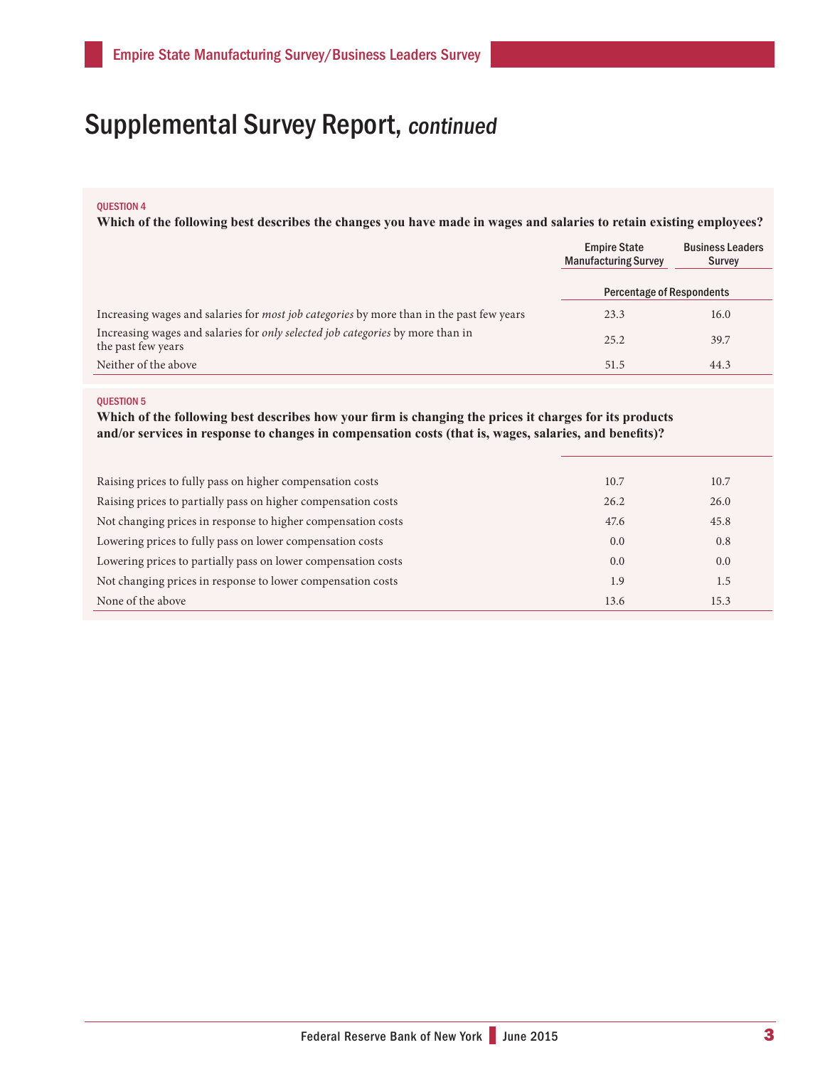# Supplemental Survey Report, *continued*

QUESTION 4

**Which of the following best describes the changes you have made in wages and salaries to retain existing employees?**

| | Empire State Manufacturing Survey | Business Leaders Survey |
|---|---|---|
| | Percentage of Respondents | |
| Increasing wages and salaries for *most job categories* by more than in the past few years | 23.3 | 16.0 |
| Increasing wages and salaries for *only selected job categories* by more than in the past few years | 25.2 | 39.7 |
| Neither of the above | 51.5 | 44.3 |

QUESTION 5

**Which of the following best describes how your firm is changing the prices it charges for its products and/or services in response to changes in compensation costs (that is, wages, salaries, and benefits)?**

| | Empire State Manufacturing Survey | Business Leaders Survey |
|---|---|---|
| Raising prices to fully pass on higher compensation costs | 10.7 | 10.7 |
| Raising prices to partially pass on higher compensation costs | 26.2 | 26.0 |
| Not changing prices in response to higher compensation costs | 47.6 | 45.8 |
| Lowering prices to fully pass on lower compensation costs | 0.0 | 0.8 |
| Lowering prices to partially pass on lower compensation costs | 0.0 | 0.0 |
| Not changing prices in response to lower compensation costs | 1.9 | 1.5 |
| None of the above | 13.6 | 15.3 |